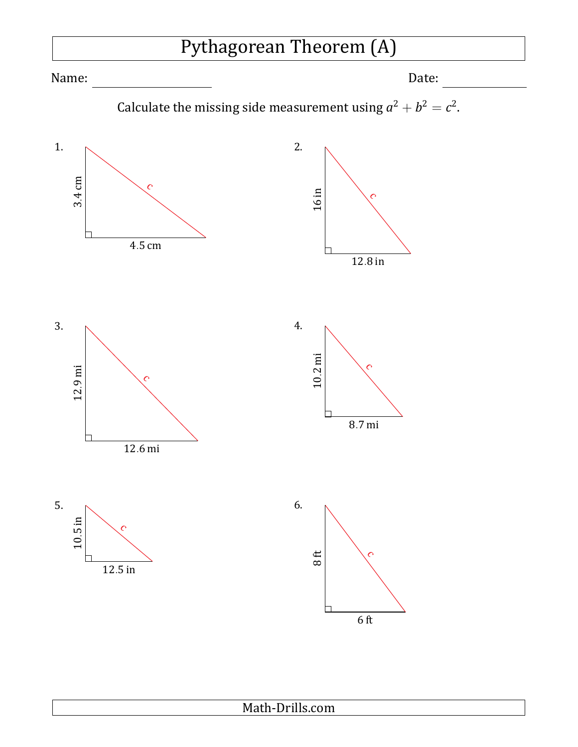# Pythagorean Theorem (A)

Name: ____________________ Date: ____________

Calculate the missing side measurement using $a^2 + b^2 = c^2$.

1. 3.4 cm, 4.5 cm, $c$

2. 16 in, 12.8 in, $c$

3. 12.9 mi, 12.6 mi, $c$

4. 10.2 mi, 8.7 mi, $c$

5. 10.5 in, 12.5 in, $c$

6. 8 ft, 6 ft, $c$

Math-Drills.com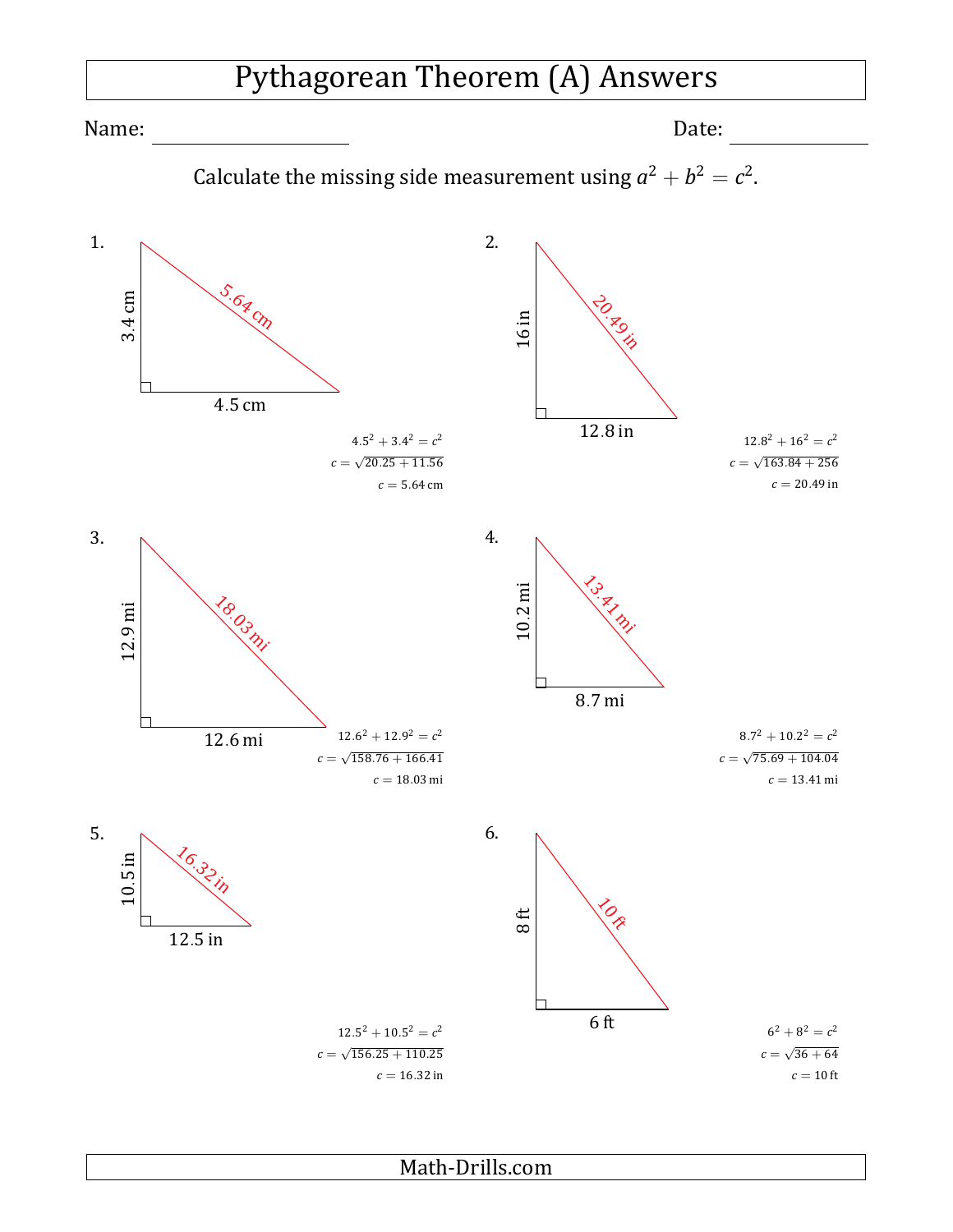# Pythagorean Theorem (A) Answers

Name: ____________________ Date: ____________

Calculate the missing side measurement using $a^2 + b^2 = c^2$.

1.

3.4 cm

4.5 cm

5.64 cm

$4.5^2 + 3.4^2 = c^2$

$c = \sqrt{20.25 + 11.56}$

$c = 5.64$ cm

2.

16 in

12.8 in

20.49 in

$12.8^2 + 16^2 = c^2$

$c = \sqrt{163.84 + 256}$

$c = 20.49$ in

3.

12.9 mi

12.6 mi

18.03 mi

$12.6^2 + 12.9^2 = c^2$

$c = \sqrt{158.76 + 166.41}$

$c = 18.03$ mi

4.

10.2 mi

8.7 mi

13.41 mi

$8.7^2 + 10.2^2 = c^2$

$c = \sqrt{75.69 + 104.04}$

$c = 13.41$ mi

5.

10.5 in

12.5 in

16.32 in

$12.5^2 + 10.5^2 = c^2$

$c = \sqrt{156.25 + 110.25}$

$c = 16.32$ in

6.

8 ft

6 ft

10 ft

$6^2 + 8^2 = c^2$

$c = \sqrt{36 + 64}$

$c = 10$ ft

Math-Drills.com